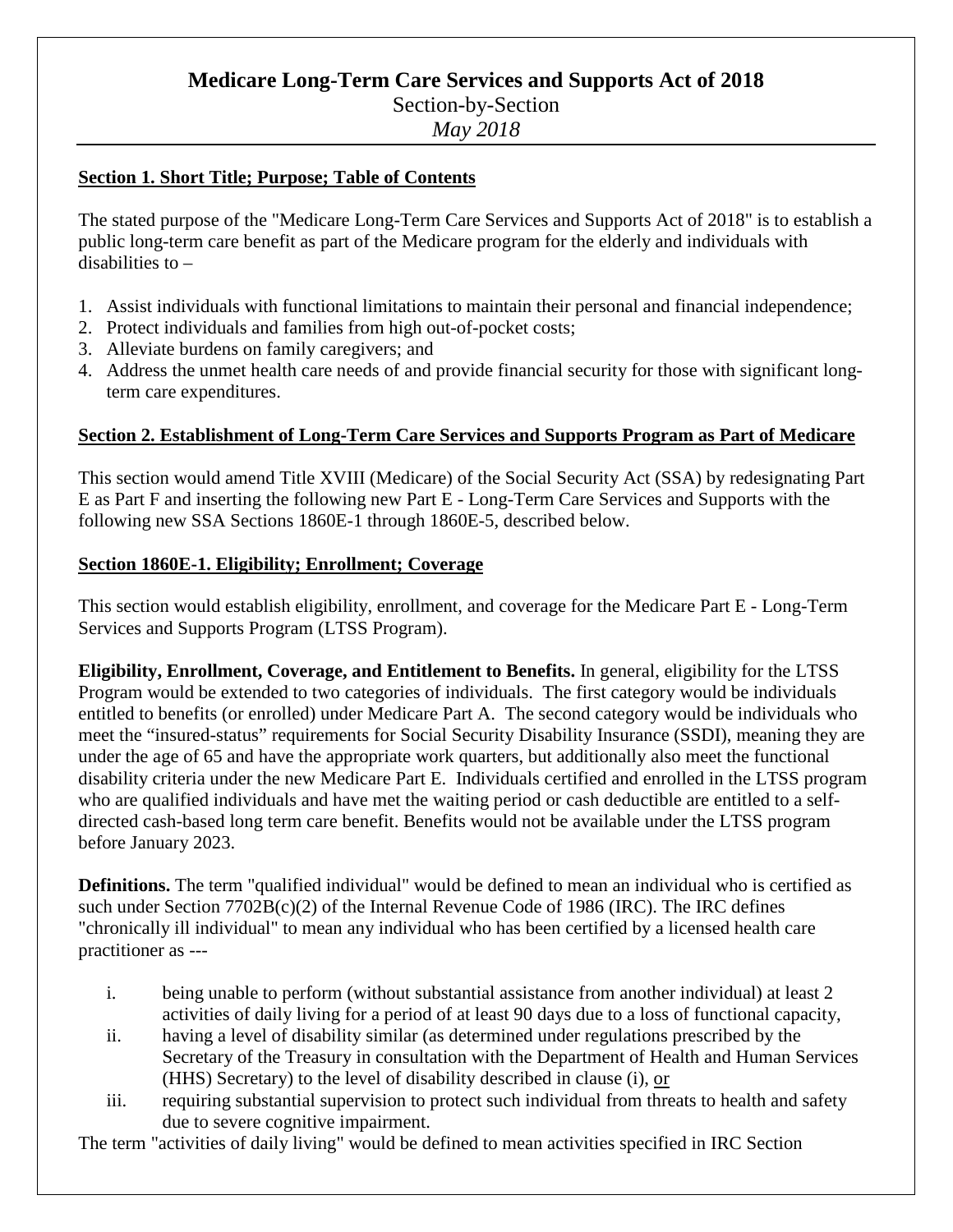# Medicare Long-Term Care Services and Supports Act of 2018

Section-by-Section

*May 2018*

## Section 1. Short Title; Purpose; Table of Contents

The stated purpose of the "Medicare Long-Term Care Services and Supports Act of 2018" is to establish a public long-term care benefit as part of the Medicare program for the elderly and individuals with disabilities to –

1. Assist individuals with functional limitations to maintain their personal and financial independence;
2. Protect individuals and families from high out-of-pocket costs;
3. Alleviate burdens on family caregivers; and
4. Address the unmet health care needs of and provide financial security for those with significant long-term care expenditures.

## Section 2. Establishment of Long-Term Care Services and Supports Program as Part of Medicare

This section would amend Title XVIII (Medicare) of the Social Security Act (SSA) by redesignating Part E as Part F and inserting the following new Part E - Long-Term Care Services and Supports with the following new SSA Sections 1860E-1 through 1860E-5, described below.

## Section 1860E-1. Eligibility; Enrollment; Coverage

This section would establish eligibility, enrollment, and coverage for the Medicare Part E - Long-Term Services and Supports Program (LTSS Program).

**Eligibility, Enrollment, Coverage, and Entitlement to Benefits.** In general, eligibility for the LTSS Program would be extended to two categories of individuals. The first category would be individuals entitled to benefits (or enrolled) under Medicare Part A. The second category would be individuals who meet the "insured-status" requirements for Social Security Disability Insurance (SSDI), meaning they are under the age of 65 and have the appropriate work quarters, but additionally also meet the functional disability criteria under the new Medicare Part E. Individuals certified and enrolled in the LTSS program who are qualified individuals and have met the waiting period or cash deductible are entitled to a self-directed cash-based long term care benefit. Benefits would not be available under the LTSS program before January 2023.

**Definitions.** The term "qualified individual" would be defined to mean an individual who is certified as such under Section 7702B(c)(2) of the Internal Revenue Code of 1986 (IRC). The IRC defines "chronically ill individual" to mean any individual who has been certified by a licensed health care practitioner as ---

i. being unable to perform (without substantial assistance from another individual) at least 2 activities of daily living for a period of at least 90 days due to a loss of functional capacity,
ii. having a level of disability similar (as determined under regulations prescribed by the Secretary of the Treasury in consultation with the Department of Health and Human Services (HHS) Secretary) to the level of disability described in clause (i), or
iii. requiring substantial supervision to protect such individual from threats to health and safety due to severe cognitive impairment.

The term "activities of daily living" would be defined to mean activities specified in IRC Section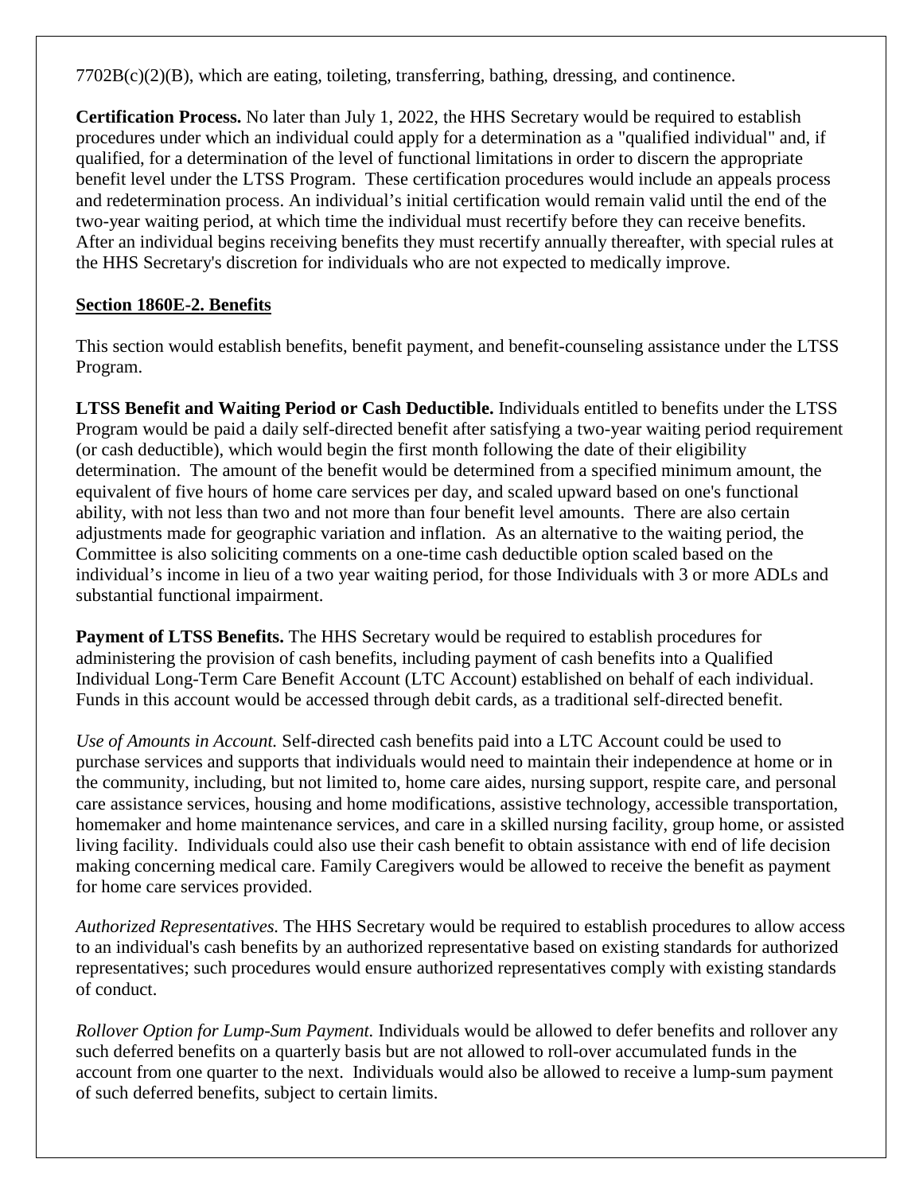7702B(c)(2)(B), which are eating, toileting, transferring, bathing, dressing, and continence.

**Certification Process.** No later than July 1, 2022, the HHS Secretary would be required to establish procedures under which an individual could apply for a determination as a "qualified individual" and, if qualified, for a determination of the level of functional limitations in order to discern the appropriate benefit level under the LTSS Program. These certification procedures would include an appeals process and redetermination process. An individual's initial certification would remain valid until the end of the two-year waiting period, at which time the individual must recertify before they can receive benefits. After an individual begins receiving benefits they must recertify annually thereafter, with special rules at the HHS Secretary's discretion for individuals who are not expected to medically improve.

## Section 1860E-2. Benefits

This section would establish benefits, benefit payment, and benefit-counseling assistance under the LTSS Program.

**LTSS Benefit and Waiting Period or Cash Deductible.** Individuals entitled to benefits under the LTSS Program would be paid a daily self-directed benefit after satisfying a two-year waiting period requirement (or cash deductible), which would begin the first month following the date of their eligibility determination. The amount of the benefit would be determined from a specified minimum amount, the equivalent of five hours of home care services per day, and scaled upward based on one's functional ability, with not less than two and not more than four benefit level amounts. There are also certain adjustments made for geographic variation and inflation. As an alternative to the waiting period, the Committee is also soliciting comments on a one-time cash deductible option scaled based on the individual's income in lieu of a two year waiting period, for those Individuals with 3 or more ADLs and substantial functional impairment.

**Payment of LTSS Benefits.** The HHS Secretary would be required to establish procedures for administering the provision of cash benefits, including payment of cash benefits into a Qualified Individual Long-Term Care Benefit Account (LTC Account) established on behalf of each individual. Funds in this account would be accessed through debit cards, as a traditional self-directed benefit.

*Use of Amounts in Account.* Self-directed cash benefits paid into a LTC Account could be used to purchase services and supports that individuals would need to maintain their independence at home or in the community, including, but not limited to, home care aides, nursing support, respite care, and personal care assistance services, housing and home modifications, assistive technology, accessible transportation, homemaker and home maintenance services, and care in a skilled nursing facility, group home, or assisted living facility. Individuals could also use their cash benefit to obtain assistance with end of life decision making concerning medical care. Family Caregivers would be allowed to receive the benefit as payment for home care services provided.

*Authorized Representatives.* The HHS Secretary would be required to establish procedures to allow access to an individual's cash benefits by an authorized representative based on existing standards for authorized representatives; such procedures would ensure authorized representatives comply with existing standards of conduct.

*Rollover Option for Lump-Sum Payment.* Individuals would be allowed to defer benefits and rollover any such deferred benefits on a quarterly basis but are not allowed to roll-over accumulated funds in the account from one quarter to the next. Individuals would also be allowed to receive a lump-sum payment of such deferred benefits, subject to certain limits.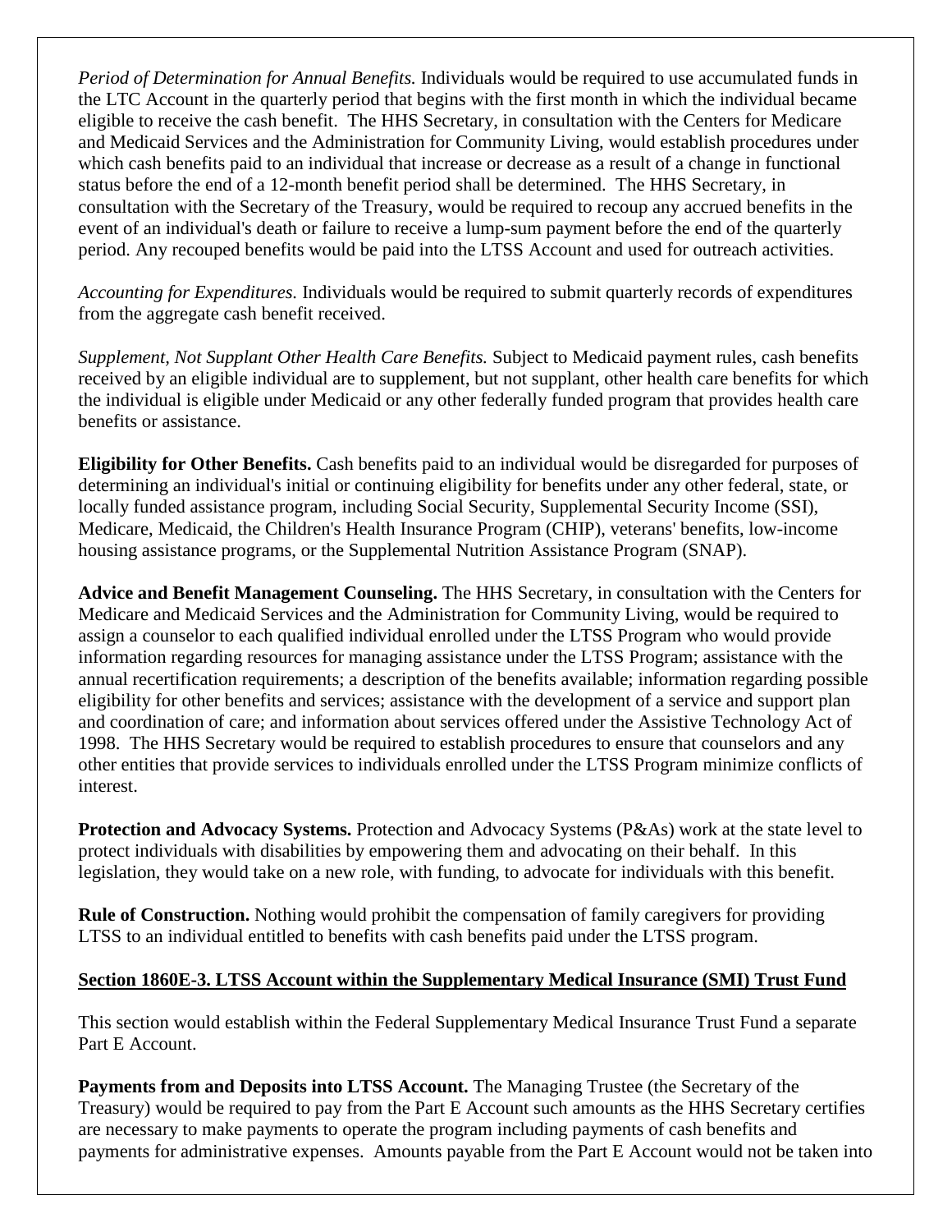*Period of Determination for Annual Benefits.* Individuals would be required to use accumulated funds in the LTC Account in the quarterly period that begins with the first month in which the individual became eligible to receive the cash benefit. The HHS Secretary, in consultation with the Centers for Medicare and Medicaid Services and the Administration for Community Living, would establish procedures under which cash benefits paid to an individual that increase or decrease as a result of a change in functional status before the end of a 12-month benefit period shall be determined. The HHS Secretary, in consultation with the Secretary of the Treasury, would be required to recoup any accrued benefits in the event of an individual's death or failure to receive a lump-sum payment before the end of the quarterly period. Any recouped benefits would be paid into the LTSS Account and used for outreach activities.

*Accounting for Expenditures.* Individuals would be required to submit quarterly records of expenditures from the aggregate cash benefit received.

*Supplement, Not Supplant Other Health Care Benefits.* Subject to Medicaid payment rules, cash benefits received by an eligible individual are to supplement, but not supplant, other health care benefits for which the individual is eligible under Medicaid or any other federally funded program that provides health care benefits or assistance.

**Eligibility for Other Benefits.** Cash benefits paid to an individual would be disregarded for purposes of determining an individual's initial or continuing eligibility for benefits under any other federal, state, or locally funded assistance program, including Social Security, Supplemental Security Income (SSI), Medicare, Medicaid, the Children's Health Insurance Program (CHIP), veterans' benefits, low-income housing assistance programs, or the Supplemental Nutrition Assistance Program (SNAP).

**Advice and Benefit Management Counseling.** The HHS Secretary, in consultation with the Centers for Medicare and Medicaid Services and the Administration for Community Living, would be required to assign a counselor to each qualified individual enrolled under the LTSS Program who would provide information regarding resources for managing assistance under the LTSS Program; assistance with the annual recertification requirements; a description of the benefits available; information regarding possible eligibility for other benefits and services; assistance with the development of a service and support plan and coordination of care; and information about services offered under the Assistive Technology Act of 1998. The HHS Secretary would be required to establish procedures to ensure that counselors and any other entities that provide services to individuals enrolled under the LTSS Program minimize conflicts of interest.

**Protection and Advocacy Systems.** Protection and Advocacy Systems (P&As) work at the state level to protect individuals with disabilities by empowering them and advocating on their behalf. In this legislation, they would take on a new role, with funding, to advocate for individuals with this benefit.

**Rule of Construction.** Nothing would prohibit the compensation of family caregivers for providing LTSS to an individual entitled to benefits with cash benefits paid under the LTSS program.

**Section 1860E-3. LTSS Account within the Supplementary Medical Insurance (SMI) Trust Fund**

This section would establish within the Federal Supplementary Medical Insurance Trust Fund a separate Part E Account.

**Payments from and Deposits into LTSS Account.** The Managing Trustee (the Secretary of the Treasury) would be required to pay from the Part E Account such amounts as the HHS Secretary certifies are necessary to make payments to operate the program including payments of cash benefits and payments for administrative expenses. Amounts payable from the Part E Account would not be taken into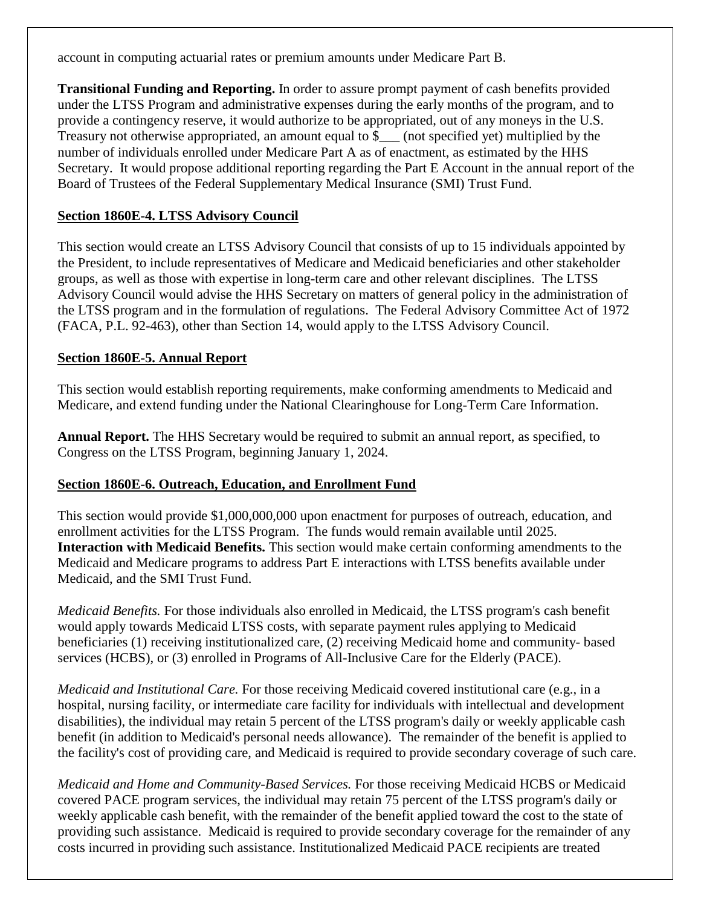account in computing actuarial rates or premium amounts under Medicare Part B.

**Transitional Funding and Reporting.** In order to assure prompt payment of cash benefits provided under the LTSS Program and administrative expenses during the early months of the program, and to provide a contingency reserve, it would authorize to be appropriated, out of any moneys in the U.S. Treasury not otherwise appropriated, an amount equal to $___ (not specified yet) multiplied by the number of individuals enrolled under Medicare Part A as of enactment, as estimated by the HHS Secretary. It would propose additional reporting regarding the Part E Account in the annual report of the Board of Trustees of the Federal Supplementary Medical Insurance (SMI) Trust Fund.

**Section 1860E-4. LTSS Advisory Council**

This section would create an LTSS Advisory Council that consists of up to 15 individuals appointed by the President, to include representatives of Medicare and Medicaid beneficiaries and other stakeholder groups, as well as those with expertise in long-term care and other relevant disciplines. The LTSS Advisory Council would advise the HHS Secretary on matters of general policy in the administration of the LTSS program and in the formulation of regulations. The Federal Advisory Committee Act of 1972 (FACA, P.L. 92-463), other than Section 14, would apply to the LTSS Advisory Council.

**Section 1860E-5. Annual Report**

This section would establish reporting requirements, make conforming amendments to Medicaid and Medicare, and extend funding under the National Clearinghouse for Long-Term Care Information.

**Annual Report.** The HHS Secretary would be required to submit an annual report, as specified, to Congress on the LTSS Program, beginning January 1, 2024.

**Section 1860E-6. Outreach, Education, and Enrollment Fund**

This section would provide $1,000,000,000 upon enactment for purposes of outreach, education, and enrollment activities for the LTSS Program. The funds would remain available until 2025.
**Interaction with Medicaid Benefits.** This section would make certain conforming amendments to the Medicaid and Medicare programs to address Part E interactions with LTSS benefits available under Medicaid, and the SMI Trust Fund.

*Medicaid Benefits.* For those individuals also enrolled in Medicaid, the LTSS program's cash benefit would apply towards Medicaid LTSS costs, with separate payment rules applying to Medicaid beneficiaries (1) receiving institutionalized care, (2) receiving Medicaid home and community- based services (HCBS), or (3) enrolled in Programs of All-Inclusive Care for the Elderly (PACE).

*Medicaid and Institutional Care.* For those receiving Medicaid covered institutional care (e.g., in a hospital, nursing facility, or intermediate care facility for individuals with intellectual and development disabilities), the individual may retain 5 percent of the LTSS program's daily or weekly applicable cash benefit (in addition to Medicaid's personal needs allowance). The remainder of the benefit is applied to the facility's cost of providing care, and Medicaid is required to provide secondary coverage of such care.

*Medicaid and Home and Community-Based Services.* For those receiving Medicaid HCBS or Medicaid covered PACE program services, the individual may retain 75 percent of the LTSS program's daily or weekly applicable cash benefit, with the remainder of the benefit applied toward the cost to the state of providing such assistance. Medicaid is required to provide secondary coverage for the remainder of any costs incurred in providing such assistance. Institutionalized Medicaid PACE recipients are treated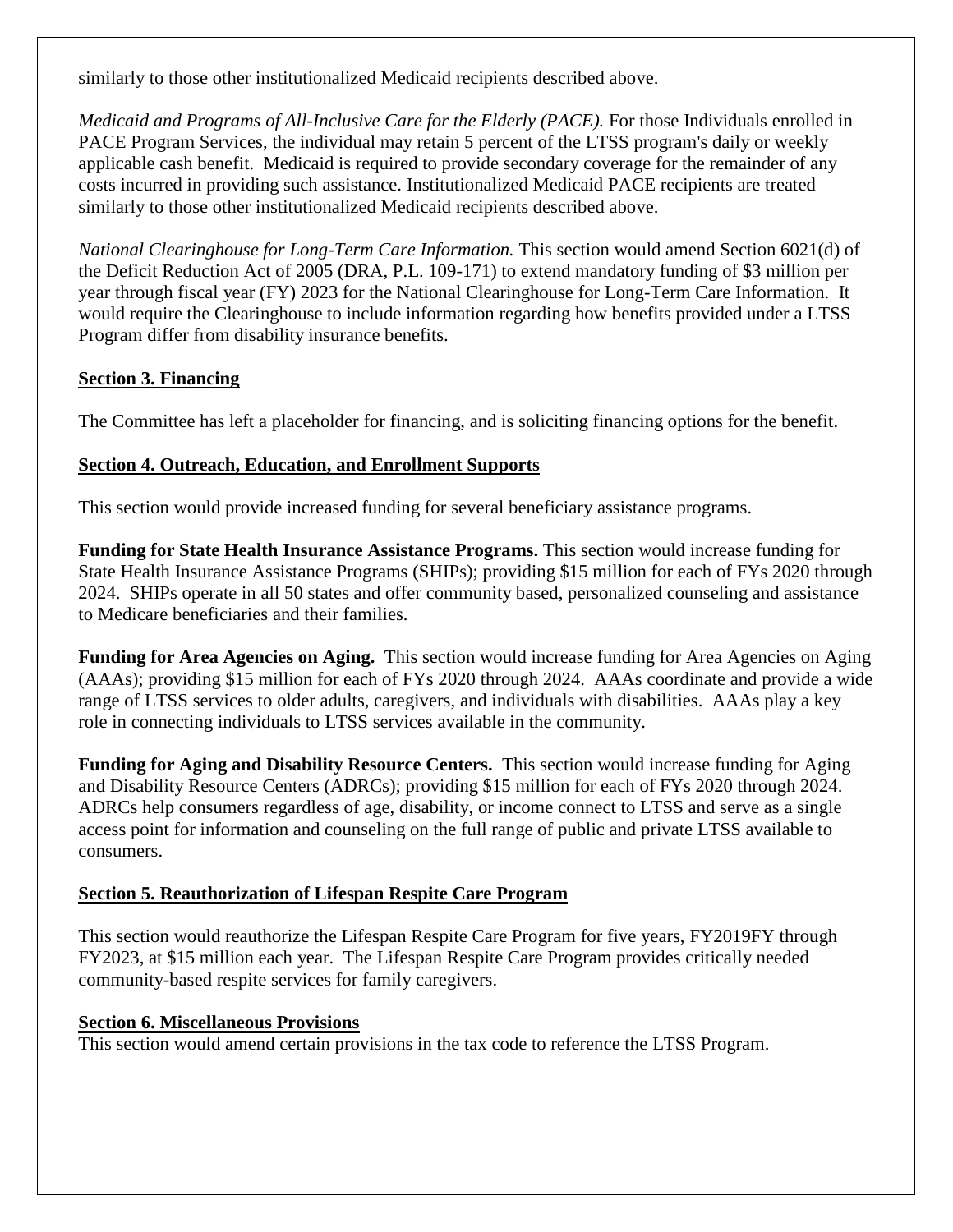similarly to those other institutionalized Medicaid recipients described above.

*Medicaid and Programs of All-Inclusive Care for the Elderly (PACE).* For those Individuals enrolled in PACE Program Services, the individual may retain 5 percent of the LTSS program's daily or weekly applicable cash benefit. Medicaid is required to provide secondary coverage for the remainder of any costs incurred in providing such assistance. Institutionalized Medicaid PACE recipients are treated similarly to those other institutionalized Medicaid recipients described above.

*National Clearinghouse for Long-Term Care Information.* This section would amend Section 6021(d) of the Deficit Reduction Act of 2005 (DRA, P.L. 109-171) to extend mandatory funding of $3 million per year through fiscal year (FY) 2023 for the National Clearinghouse for Long-Term Care Information. It would require the Clearinghouse to include information regarding how benefits provided under a LTSS Program differ from disability insurance benefits.

## Section 3. Financing

The Committee has left a placeholder for financing, and is soliciting financing options for the benefit.

## Section 4. Outreach, Education, and Enrollment Supports

This section would provide increased funding for several beneficiary assistance programs.

**Funding for State Health Insurance Assistance Programs.** This section would increase funding for State Health Insurance Assistance Programs (SHIPs); providing $15 million for each of FYs 2020 through 2024. SHIPs operate in all 50 states and offer community based, personalized counseling and assistance to Medicare beneficiaries and their families.

**Funding for Area Agencies on Aging.** This section would increase funding for Area Agencies on Aging (AAAs); providing $15 million for each of FYs 2020 through 2024. AAAs coordinate and provide a wide range of LTSS services to older adults, caregivers, and individuals with disabilities. AAAs play a key role in connecting individuals to LTSS services available in the community.

**Funding for Aging and Disability Resource Centers.** This section would increase funding for Aging and Disability Resource Centers (ADRCs); providing $15 million for each of FYs 2020 through 2024. ADRCs help consumers regardless of age, disability, or income connect to LTSS and serve as a single access point for information and counseling on the full range of public and private LTSS available to consumers.

## Section 5. Reauthorization of Lifespan Respite Care Program

This section would reauthorize the Lifespan Respite Care Program for five years, FY2019FY through FY2023, at $15 million each year. The Lifespan Respite Care Program provides critically needed community-based respite services for family caregivers.

## Section 6. Miscellaneous Provisions

This section would amend certain provisions in the tax code to reference the LTSS Program.